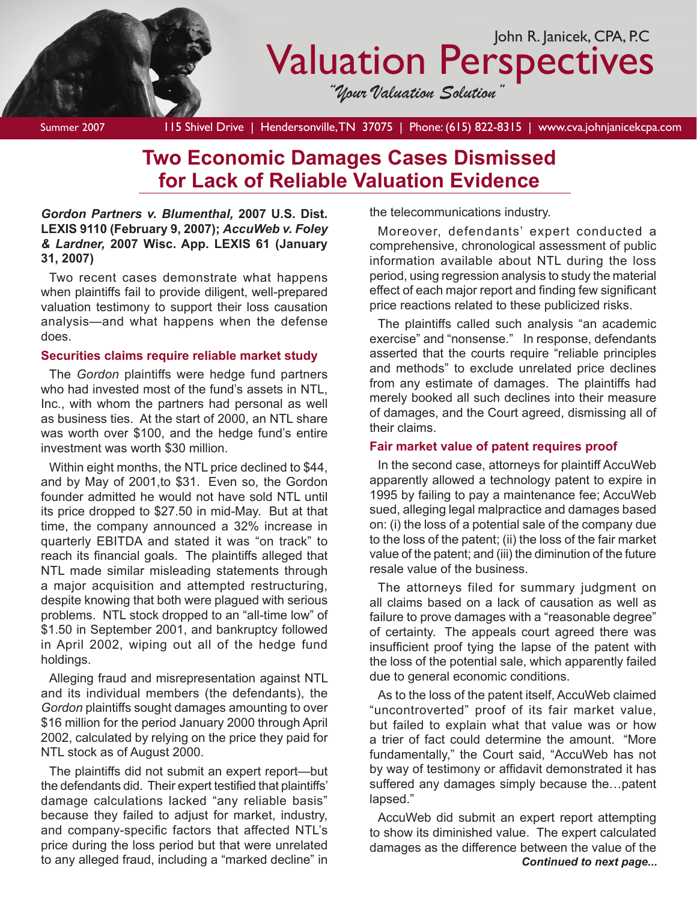John R. Janicek, CPA, P.C

# Valuation Perspectives

*"Your Valuation Solution"*

Summer 2007 | 115 Shivel Drive | Hendersonville, TN 37075 | Phone: (615) 822-8315 | www.cva.johnjanicekcpa.com

## Two Economic Damages Cases Dismissed for Lack of Reliable Valuation Evidence

***Gordon Partners v. Blumenthal,* 2007 U.S. Dist. LEXIS 9110 (February 9, 2007); *AccuWeb v. Foley & Lardner,* 2007 Wisc. App. LEXIS 61 (January 31, 2007)**

Two recent cases demonstrate what happens when plaintiffs fail to provide diligent, well-prepared valuation testimony to support their loss causation analysis—and what happens when the defense does.

### Securities claims require reliable market study

The *Gordon* plaintiffs were hedge fund partners who had invested most of the fund's assets in NTL, Inc., with whom the partners had personal as well as business ties. At the start of 2000, an NTL share was worth over $100, and the hedge fund's entire investment was worth $30 million.

Within eight months, the NTL price declined to $44, and by May of 2001,to $31. Even so, the Gordon founder admitted he would not have sold NTL until its price dropped to $27.50 in mid-May. But at that time, the company announced a 32% increase in quarterly EBITDA and stated it was "on track" to reach its financial goals. The plaintiffs alleged that NTL made similar misleading statements through a major acquisition and attempted restructuring, despite knowing that both were plagued with serious problems. NTL stock dropped to an "all-time low" of $1.50 in September 2001, and bankruptcy followed in April 2002, wiping out all of the hedge fund holdings.

Alleging fraud and misrepresentation against NTL and its individual members (the defendants), the *Gordon* plaintiffs sought damages amounting to over $16 million for the period January 2000 through April 2002, calculated by relying on the price they paid for NTL stock as of August 2000.

The plaintiffs did not submit an expert report—but the defendants did. Their expert testified that plaintiffs' damage calculations lacked "any reliable basis" because they failed to adjust for market, industry, and company-specific factors that affected NTL's price during the loss period but that were unrelated to any alleged fraud, including a "marked decline" in the telecommunications industry.

Moreover, defendants' expert conducted a comprehensive, chronological assessment of public information available about NTL during the loss period, using regression analysis to study the material effect of each major report and finding few significant price reactions related to these publicized risks.

The plaintiffs called such analysis "an academic exercise" and "nonsense." In response, defendants asserted that the courts require "reliable principles and methods" to exclude unrelated price declines from any estimate of damages. The plaintiffs had merely booked all such declines into their measure of damages, and the Court agreed, dismissing all of their claims.

### Fair market value of patent requires proof

In the second case, attorneys for plaintiff AccuWeb apparently allowed a technology patent to expire in 1995 by failing to pay a maintenance fee; AccuWeb sued, alleging legal malpractice and damages based on: (i) the loss of a potential sale of the company due to the loss of the patent; (ii) the loss of the fair market value of the patent; and (iii) the diminution of the future resale value of the business.

The attorneys filed for summary judgment on all claims based on a lack of causation as well as failure to prove damages with a "reasonable degree" of certainty. The appeals court agreed there was insufficient proof tying the lapse of the patent with the loss of the potential sale, which apparently failed due to general economic conditions.

As to the loss of the patent itself, AccuWeb claimed "uncontroverted" proof of its fair market value, but failed to explain what that value was or how a trier of fact could determine the amount. "More fundamentally," the Court said, "AccuWeb has not by way of testimony or affidavit demonstrated it has suffered any damages simply because the…patent lapsed."

AccuWeb did submit an expert report attempting to show its diminished value. The expert calculated damages as the difference between the value of the

***Continued to next page...***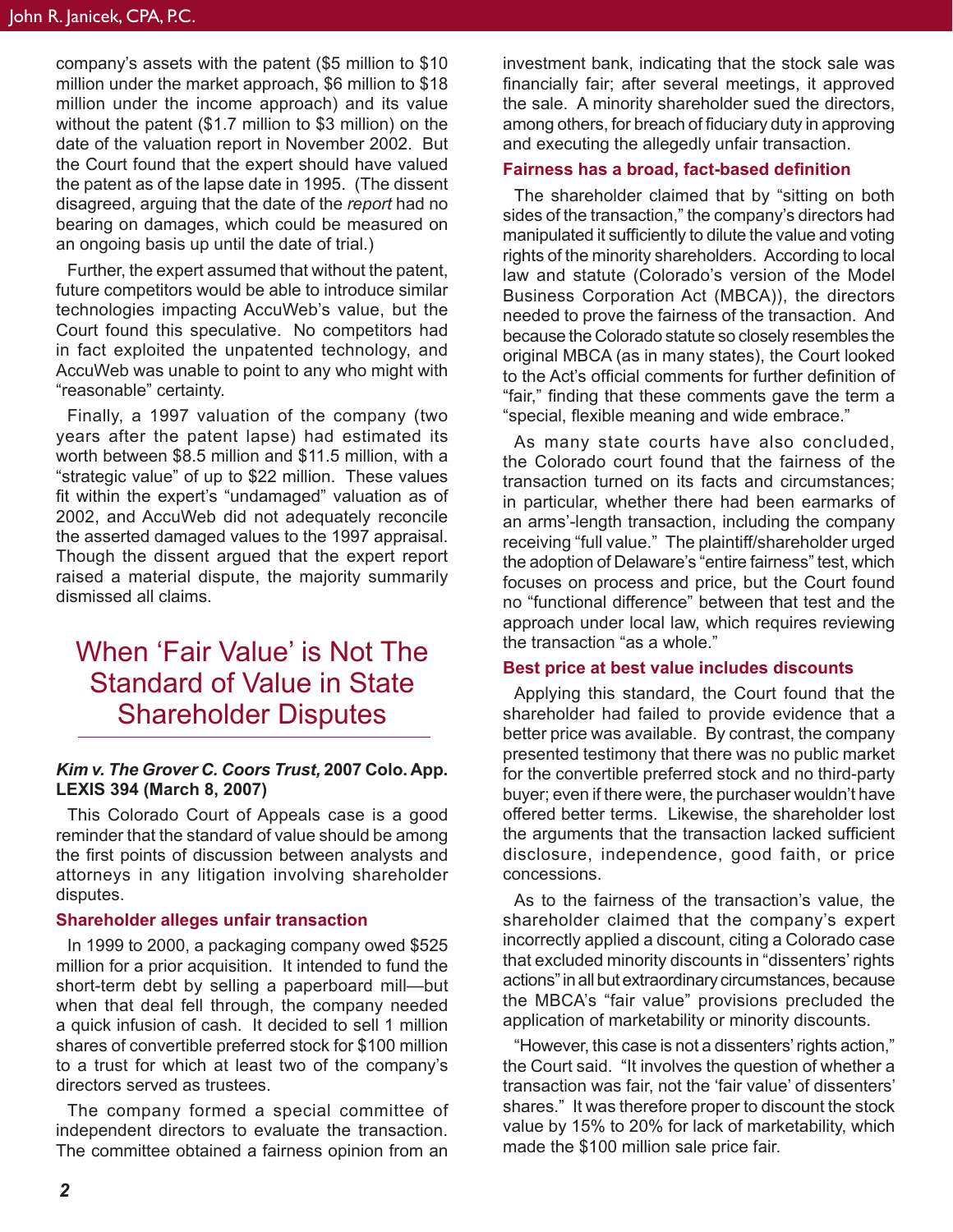company's assets with the patent ($5 million to $10 million under the market approach, $6 million to $18 million under the income approach) and its value without the patent ($1.7 million to $3 million) on the date of the valuation report in November 2002. But the Court found that the expert should have valued the patent as of the lapse date in 1995. (The dissent disagreed, arguing that the date of the *report* had no bearing on damages, which could be measured on an ongoing basis up until the date of trial.)

Further, the expert assumed that without the patent, future competitors would be able to introduce similar technologies impacting AccuWeb's value, but the Court found this speculative. No competitors had in fact exploited the unpatented technology, and AccuWeb was unable to point to any who might with "reasonable" certainty.

Finally, a 1997 valuation of the company (two years after the patent lapse) had estimated its worth between $8.5 million and $11.5 million, with a "strategic value" of up to $22 million. These values fit within the expert's "undamaged" valuation as of 2002, and AccuWeb did not adequately reconcile the asserted damaged values to the 1997 appraisal. Though the dissent argued that the expert report raised a material dispute, the majority summarily dismissed all claims.

## When 'Fair Value' is Not The Standard of Value in State Shareholder Disputes

***Kim v. The Grover C. Coors Trust,* 2007 Colo. App. LEXIS 394 (March 8, 2007)**

This Colorado Court of Appeals case is a good reminder that the standard of value should be among the first points of discussion between analysts and attorneys in any litigation involving shareholder disputes.

### Shareholder alleges unfair transaction

In 1999 to 2000, a packaging company owed $525 million for a prior acquisition. It intended to fund the short-term debt by selling a paperboard mill—but when that deal fell through, the company needed a quick infusion of cash. It decided to sell 1 million shares of convertible preferred stock for $100 million to a trust for which at least two of the company's directors served as trustees.

The company formed a special committee of independent directors to evaluate the transaction. The committee obtained a fairness opinion from an investment bank, indicating that the stock sale was financially fair; after several meetings, it approved the sale. A minority shareholder sued the directors, among others, for breach of fiduciary duty in approving and executing the allegedly unfair transaction.

### Fairness has a broad, fact-based definition

The shareholder claimed that by "sitting on both sides of the transaction," the company's directors had manipulated it sufficiently to dilute the value and voting rights of the minority shareholders. According to local law and statute (Colorado's version of the Model Business Corporation Act (MBCA)), the directors needed to prove the fairness of the transaction. And because the Colorado statute so closely resembles the original MBCA (as in many states), the Court looked to the Act's official comments for further definition of "fair," finding that these comments gave the term a "special, flexible meaning and wide embrace."

As many state courts have also concluded, the Colorado court found that the fairness of the transaction turned on its facts and circumstances; in particular, whether there had been earmarks of an arms'-length transaction, including the company receiving "full value." The plaintiff/shareholder urged the adoption of Delaware's "entire fairness" test, which focuses on process and price, but the Court found no "functional difference" between that test and the approach under local law, which requires reviewing the transaction "as a whole."

### Best price at best value includes discounts

Applying this standard, the Court found that the shareholder had failed to provide evidence that a better price was available. By contrast, the company presented testimony that there was no public market for the convertible preferred stock and no third-party buyer; even if there were, the purchaser wouldn't have offered better terms. Likewise, the shareholder lost the arguments that the transaction lacked sufficient disclosure, independence, good faith, or price concessions.

As to the fairness of the transaction's value, the shareholder claimed that the company's expert incorrectly applied a discount, citing a Colorado case that excluded minority discounts in "dissenters' rights actions" in all but extraordinary circumstances, because the MBCA's "fair value" provisions precluded the application of marketability or minority discounts.

"However, this case is not a dissenters' rights action," the Court said. "It involves the question of whether a transaction was fair, not the 'fair value' of dissenters' shares." It was therefore proper to discount the stock value by 15% to 20% for lack of marketability, which made the $100 million sale price fair.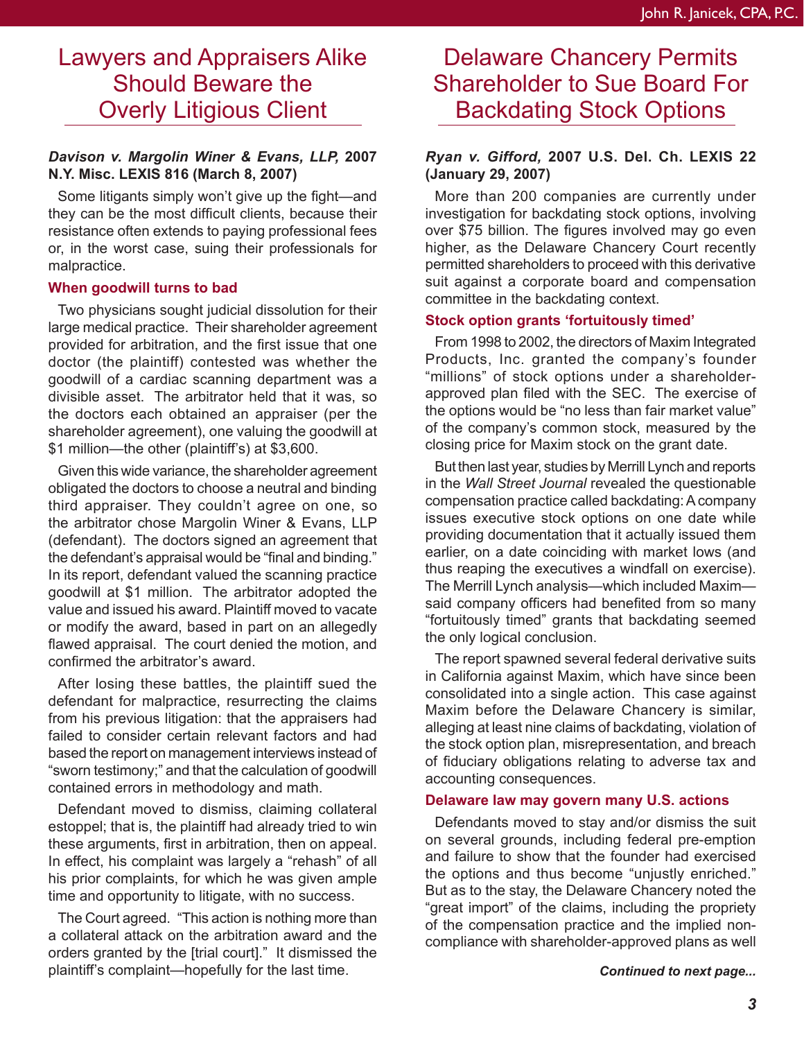# Lawyers and Appraisers Alike Should Beware the Overly Litigious Client

***Davison v. Margolin Winer & Evans, LLP,* 2007 N.Y. Misc. LEXIS 816 (March 8, 2007)**

Some litigants simply won't give up the fight—and they can be the most difficult clients, because their resistance often extends to paying professional fees or, in the worst case, suing their professionals for malpractice.

### When goodwill turns to bad

Two physicians sought judicial dissolution for their large medical practice. Their shareholder agreement provided for arbitration, and the first issue that one doctor (the plaintiff) contested was whether the goodwill of a cardiac scanning department was a divisible asset. The arbitrator held that it was, so the doctors each obtained an appraiser (per the shareholder agreement), one valuing the goodwill at $1 million—the other (plaintiff's) at $3,600.

Given this wide variance, the shareholder agreement obligated the doctors to choose a neutral and binding third appraiser. They couldn't agree on one, so the arbitrator chose Margolin Winer & Evans, LLP (defendant). The doctors signed an agreement that the defendant's appraisal would be "final and binding." In its report, defendant valued the scanning practice goodwill at $1 million. The arbitrator adopted the value and issued his award. Plaintiff moved to vacate or modify the award, based in part on an allegedly flawed appraisal. The court denied the motion, and confirmed the arbitrator's award.

After losing these battles, the plaintiff sued the defendant for malpractice, resurrecting the claims from his previous litigation: that the appraisers had failed to consider certain relevant factors and had based the report on management interviews instead of "sworn testimony;" and that the calculation of goodwill contained errors in methodology and math.

Defendant moved to dismiss, claiming collateral estoppel; that is, the plaintiff had already tried to win these arguments, first in arbitration, then on appeal. In effect, his complaint was largely a "rehash" of all his prior complaints, for which he was given ample time and opportunity to litigate, with no success.

The Court agreed. "This action is nothing more than a collateral attack on the arbitration award and the orders granted by the [trial court]." It dismissed the plaintiff's complaint—hopefully for the last time.

# Delaware Chancery Permits Shareholder to Sue Board For Backdating Stock Options

***Ryan v. Gifford,* 2007 U.S. Del. Ch. LEXIS 22 (January 29, 2007)**

More than 200 companies are currently under investigation for backdating stock options, involving over $75 billion. The figures involved may go even higher, as the Delaware Chancery Court recently permitted shareholders to proceed with this derivative suit against a corporate board and compensation committee in the backdating context.

### Stock option grants 'fortuitously timed'

From 1998 to 2002, the directors of Maxim Integrated Products, Inc. granted the company's founder "millions" of stock options under a shareholder-approved plan filed with the SEC. The exercise of the options would be "no less than fair market value" of the company's common stock, measured by the closing price for Maxim stock on the grant date.

But then last year, studies by Merrill Lynch and reports in the *Wall Street Journal* revealed the questionable compensation practice called backdating: A company issues executive stock options on one date while providing documentation that it actually issued them earlier, on a date coinciding with market lows (and thus reaping the executives a windfall on exercise). The Merrill Lynch analysis—which included Maxim—said company officers had benefited from so many "fortuitously timed" grants that backdating seemed the only logical conclusion.

The report spawned several federal derivative suits in California against Maxim, which have since been consolidated into a single action. This case against Maxim before the Delaware Chancery is similar, alleging at least nine claims of backdating, violation of the stock option plan, misrepresentation, and breach of fiduciary obligations relating to adverse tax and accounting consequences.

### Delaware law may govern many U.S. actions

Defendants moved to stay and/or dismiss the suit on several grounds, including federal pre-emption and failure to show that the founder had exercised the options and thus become "unjustly enriched." But as to the stay, the Delaware Chancery noted the "great import" of the claims, including the propriety of the compensation practice and the implied non-compliance with shareholder-approved plans as well

***Continued to next page...***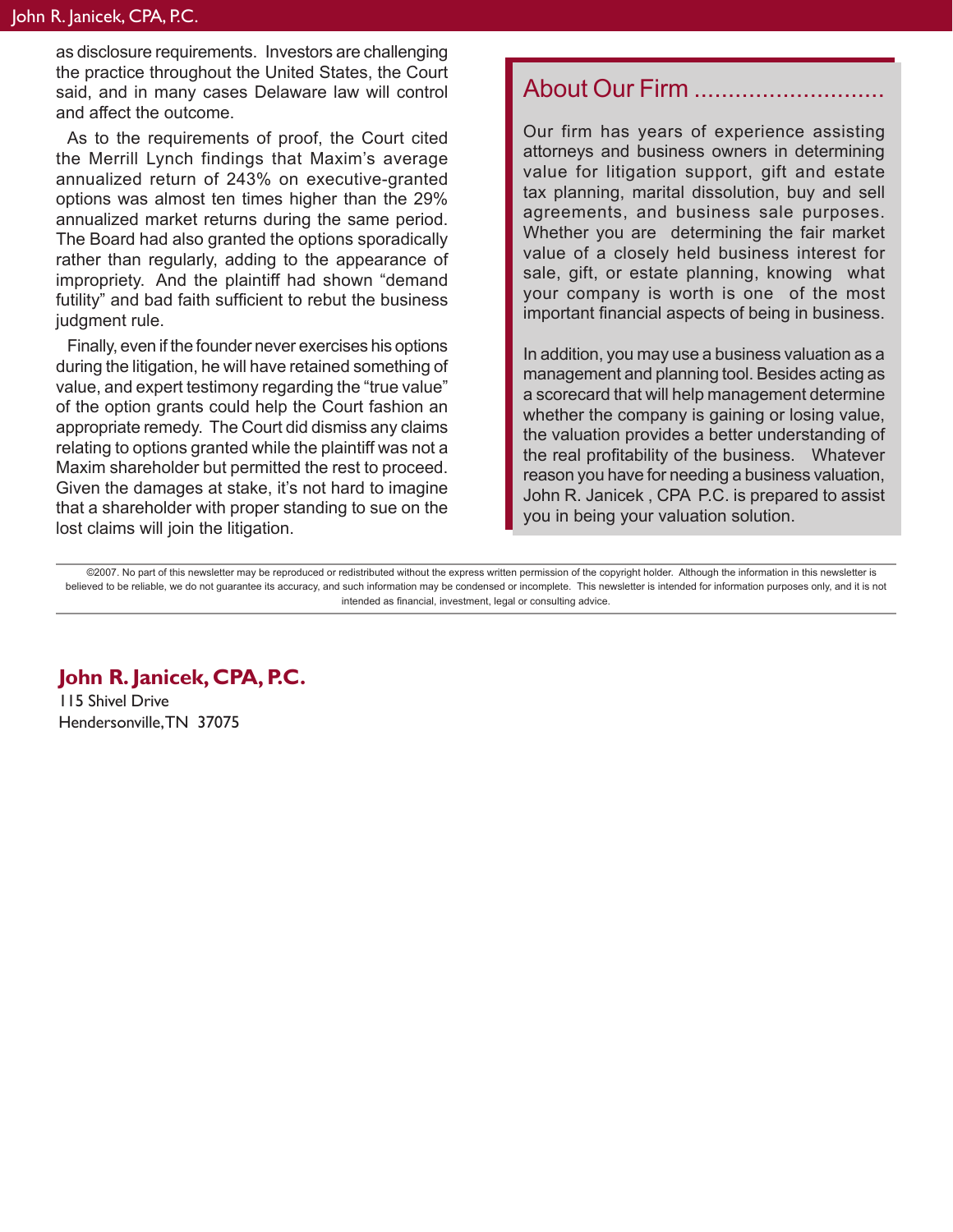as disclosure requirements. Investors are challenging the practice throughout the United States, the Court said, and in many cases Delaware law will control and affect the outcome.

As to the requirements of proof, the Court cited the Merrill Lynch findings that Maxim's average annualized return of 243% on executive-granted options was almost ten times higher than the 29% annualized market returns during the same period. The Board had also granted the options sporadically rather than regularly, adding to the appearance of impropriety. And the plaintiff had shown "demand futility" and bad faith sufficient to rebut the business judgment rule.

Finally, even if the founder never exercises his options during the litigation, he will have retained something of value, and expert testimony regarding the "true value" of the option grants could help the Court fashion an appropriate remedy. The Court did dismiss any claims relating to options granted while the plaintiff was not a Maxim shareholder but permitted the rest to proceed. Given the damages at stake, it's not hard to imagine that a shareholder with proper standing to sue on the lost claims will join the litigation.

## About Our Firm ............................

Our firm has years of experience assisting attorneys and business owners in determining value for litigation support, gift and estate tax planning, marital dissolution, buy and sell agreements, and business sale purposes. Whether you are determining the fair market value of a closely held business interest for sale, gift, or estate planning, knowing what your company is worth is one of the most important financial aspects of being in business.

In addition, you may use a business valuation as a management and planning tool. Besides acting as a scorecard that will help management determine whether the company is gaining or losing value, the valuation provides a better understanding of the real profitability of the business. Whatever reason you have for needing a business valuation, John R. Janicek , CPA P.C. is prepared to assist you in being your valuation solution.

©2007. No part of this newsletter may be reproduced or redistributed without the express written permission of the copyright holder. Although the information in this newsletter is believed to be reliable, we do not guarantee its accuracy, and such information may be condensed or incomplete. This newsletter is intended for information purposes only, and it is not intended as financial, investment, legal or consulting advice.

**John R. Janicek, CPA, P.C.**
115 Shivel Drive
Hendersonville, TN 37075